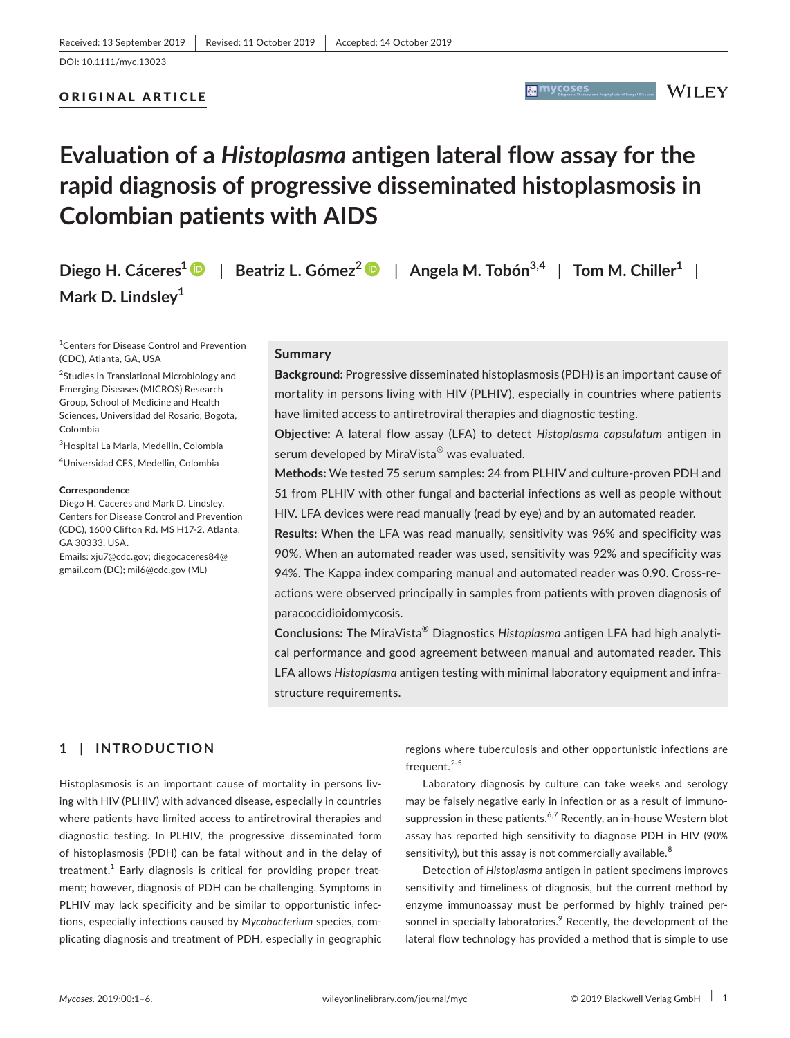Received: 13 September 2019 | Revised: 11 October 2019 | Accepted: 14 October 2019

DOI: 10.1111/myc.13023

ORIGINAL ARTICLE

# Evaluation of a *Histoplasma* antigen lateral flow assay for the rapid diagnosis of progressive disseminated histoplasmosis in Colombian patients with AIDS

**Diego H. Cáceres**[1] | **Beatriz L. Gómez**[2] | **Angela M. Tobón**[3,4] | **Tom M. Chiller**[1] | **Mark D. Lindsley**[1]

[1]Centers for Disease Control and Prevention (CDC), Atlanta, GA, USA

[2]Studies in Translational Microbiology and Emerging Diseases (MICROS) Research Group, School of Medicine and Health Sciences, Universidad del Rosario, Bogota, Colombia

[3]Hospital La Maria, Medellin, Colombia

[4]Universidad CES, Medellin, Colombia

**Correspondence**
Diego H. Caceres and Mark D. Lindsley, Centers for Disease Control and Prevention (CDC), 1600 Clifton Rd. MS H17-2. Atlanta, GA 30333, USA.
Emails: xju7@cdc.gov; diegocaceres84@gmail.com (DC); mil6@cdc.gov (ML)

## Summary

**Background:** Progressive disseminated histoplasmosis (PDH) is an important cause of mortality in persons living with HIV (PLHIV), especially in countries where patients have limited access to antiretroviral therapies and diagnostic testing.

**Objective:** A lateral flow assay (LFA) to detect *Histoplasma capsulatum* antigen in serum developed by MiraVista® was evaluated.

**Methods:** We tested 75 serum samples: 24 from PLHIV and culture-proven PDH and 51 from PLHIV with other fungal and bacterial infections as well as people without HIV. LFA devices were read manually (read by eye) and by an automated reader.

**Results:** When the LFA was read manually, sensitivity was 96% and specificity was 90%. When an automated reader was used, sensitivity was 92% and specificity was 94%. The Kappa index comparing manual and automated reader was 0.90. Cross-reactions were observed principally in samples from patients with proven diagnosis of paracoccidioidomycosis.

**Conclusions:** The MiraVista® Diagnostics *Histoplasma* antigen LFA had high analytical performance and good agreement between manual and automated reader. This LFA allows *Histoplasma* antigen testing with minimal laboratory equipment and infrastructure requirements.

## 1 | INTRODUCTION

Histoplasmosis is an important cause of mortality in persons living with HIV (PLHIV) with advanced disease, especially in countries where patients have limited access to antiretroviral therapies and diagnostic testing. In PLHIV, the progressive disseminated form of histoplasmosis (PDH) can be fatal without and in the delay of treatment.[1] Early diagnosis is critical for providing proper treatment; however, diagnosis of PDH can be challenging. Symptoms in PLHIV may lack specificity and be similar to opportunistic infections, especially infections caused by *Mycobacterium* species, complicating diagnosis and treatment of PDH, especially in geographic regions where tuberculosis and other opportunistic infections are frequent.[2-5]

Laboratory diagnosis by culture can take weeks and serology may be falsely negative early in infection or as a result of immunosuppression in these patients.[6,7] Recently, an in-house Western blot assay has reported high sensitivity to diagnose PDH in HIV (90% sensitivity), but this assay is not commercially available.[8]

Detection of *Histoplasma* antigen in patient specimens improves sensitivity and timeliness of diagnosis, but the current method by enzyme immunoassay must be performed by highly trained personnel in specialty laboratories.[9] Recently, the development of the lateral flow technology has provided a method that is simple to use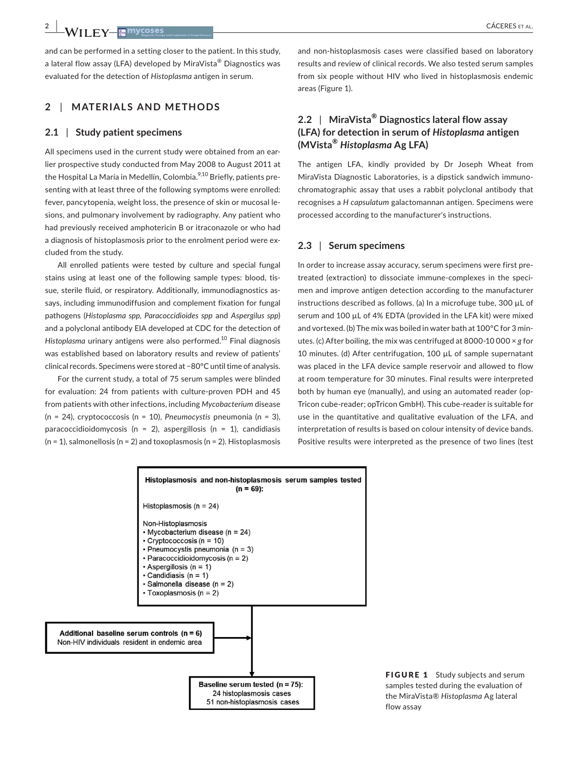and can be performed in a setting closer to the patient. In this study, a lateral flow assay (LFA) developed by MiraVista® Diagnostics was evaluated for the detection of *Histoplasma* antigen in serum.

## 2 | MATERIALS AND METHODS

### 2.1 | Study patient specimens

All specimens used in the current study were obtained from an earlier prospective study conducted from May 2008 to August 2011 at the Hospital La María in Medellín, Colombia.[9,10] Briefly, patients presenting with at least three of the following symptoms were enrolled: fever, pancytopenia, weight loss, the presence of skin or mucosal lesions, and pulmonary involvement by radiography. Any patient who had previously received amphotericin B or itraconazole or who had a diagnosis of histoplasmosis prior to the enrolment period were excluded from the study.

All enrolled patients were tested by culture and special fungal stains using at least one of the following sample types: blood, tissue, sterile fluid, or respiratory. Additionally, immunodiagnostics assays, including immunodiffusion and complement fixation for fungal pathogens (*Histoplasma spp*, *Paracoccidioides spp* and *Aspergilus spp*) and a polyclonal antibody EIA developed at CDC for the detection of *Histoplasma* urinary antigens were also performed.[10] Final diagnosis was established based on laboratory results and review of patients' clinical records. Specimens were stored at −80°C until time of analysis.

For the current study, a total of 75 serum samples were blinded for evaluation: 24 from patients with culture-proven PDH and 45 from patients with other infections, including *Mycobacterium* disease (n = 24), cryptococcosis (n = 10), *Pneumocystis* pneumonia (n = 3), paracoccidioidomycosis (n = 2), aspergillosis (n = 1), candidiasis (n = 1), salmonellosis (n = 2) and toxoplasmosis (n = 2). Histoplasmosis and non-histoplasmosis cases were classified based on laboratory results and review of clinical records. We also tested serum samples from six people without HIV who lived in histoplasmosis endemic areas (Figure 1).

### 2.2 | MiraVista® Diagnostics lateral flow assay (LFA) for detection in serum of *Histoplasma* antigen (MVista® *Histoplasma* Ag LFA)

The antigen LFA, kindly provided by Dr Joseph Wheat from MiraVista Diagnostic Laboratories, is a dipstick sandwich immunochromatographic assay that uses a rabbit polyclonal antibody that recognises a *H capsulatum* galactomannan antigen. Specimens were processed according to the manufacturer's instructions.

### 2.3 | Serum specimens

In order to increase assay accuracy, serum specimens were first pretreated (extraction) to dissociate immune-complexes in the specimen and improve antigen detection according to the manufacturer instructions described as follows. (a) In a microfuge tube, 300 µL of serum and 100 µL of 4% EDTA (provided in the LFA kit) were mixed and vortexed. (b) The mix was boiled in water bath at 100°C for 3 minutes. (c) After boiling, the mix was centrifuged at 8000-10 000 × *g* for 10 minutes. (d) After centrifugation, 100 µL of sample supernatant was placed in the LFA device sample reservoir and allowed to flow at room temperature for 30 minutes. Final results were interpreted both by human eye (manually), and using an automated reader (opTricon cube-reader; opTricon GmbH). This cube-reader is suitable for use in the quantitative and qualitative evaluation of the LFA, and interpretation of results is based on colour intensity of device bands. Positive results were interpreted as the presence of two lines (test

**Histoplasmosis and non-histoplasmosis serum samples tested (n = 69):**

Histoplasmosis (n = 24)

Non-Histoplasmosis
- Mycobacterium disease (n = 24)
- Cryptococcosis (n = 10)
- Pneumocystis pneumonia (n = 3)
- Paracoccidioidomycosis (n = 2)
- Aspergillosis (n = 1)
- Candidiasis (n = 1)
- Salmonella disease (n = 2)
- Toxoplasmosis (n = 2)

**Additional baseline serum controls (n = 6)**
Non-HIV individuals resident in endemic area

**Baseline serum tested (n = 75):**
24 histoplasmosis cases
51 non-histoplasmosis cases

**FIGURE 1** Study subjects and serum samples tested during the evaluation of the MiraVista® *Histoplasma* Ag lateral flow assay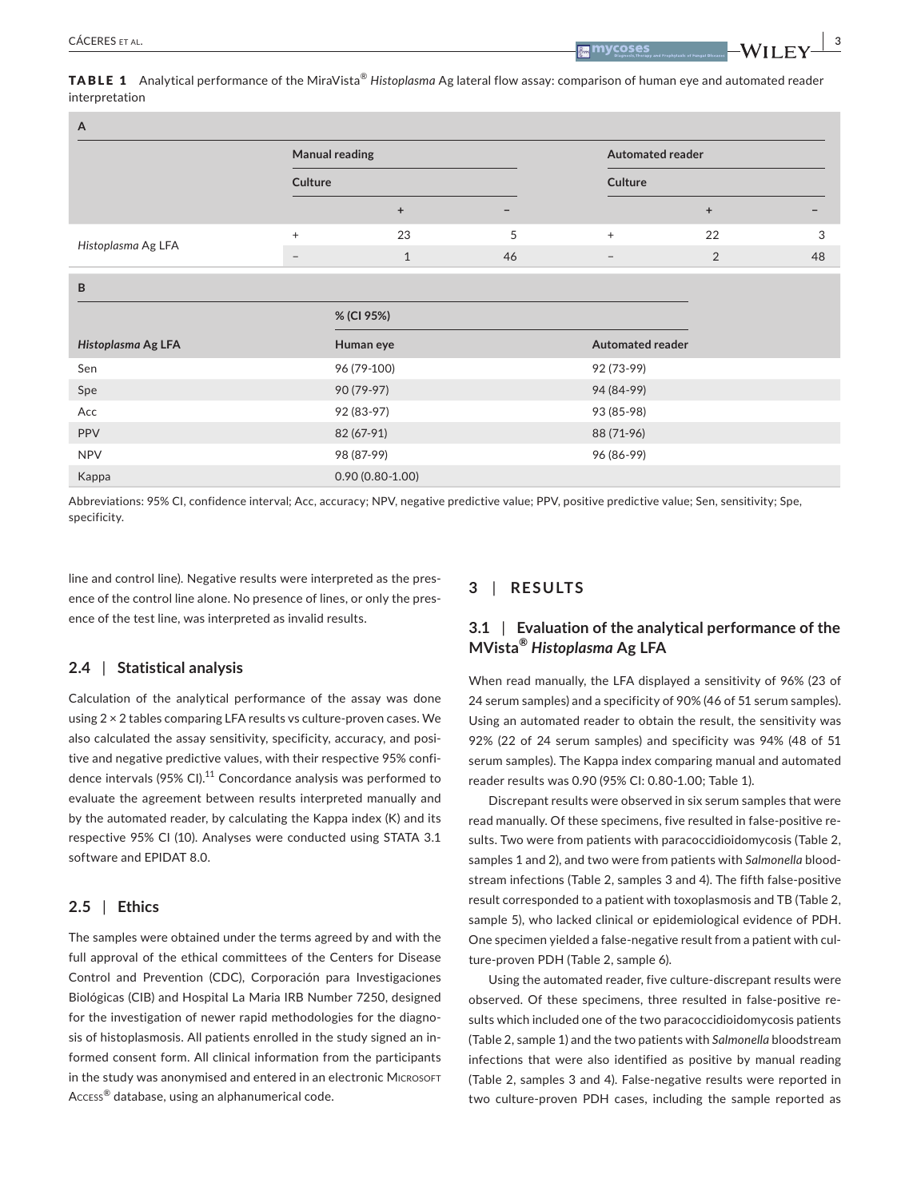**TABLE 1** Analytical performance of the MiraVista® *Histoplasma* Ag lateral flow assay: comparison of human eye and automated reader interpretation

**A**

| | Manual reading | | | Automated reader | | |
|---|---|---|---|---|---|---|
| | Culture | | | Culture | | |
| | | + | − | | + | − |
| *Histoplasma* Ag LFA | + | 23 | 5 | + | 22 | 3 |
| | − | 1 | 46 | − | 2 | 48 |

**B**

| *Histoplasma* Ag LFA | % (CI 95%) Human eye | % (CI 95%) Automated reader |
|---|---|---|
| Sen | 96 (79-100) | 92 (73-99) |
| Spe | 90 (79-97) | 94 (84-99) |
| Acc | 92 (83-97) | 93 (85-98) |
| PPV | 82 (67-91) | 88 (71-96) |
| NPV | 98 (87-99) | 96 (86-99) |
| Kappa | 0.90 (0.80-1.00) | |

Abbreviations: 95% CI, confidence interval; Acc, accuracy; NPV, negative predictive value; PPV, positive predictive value; Sen, sensitivity; Spe, specificity.

line and control line). Negative results were interpreted as the presence of the control line alone. No presence of lines, or only the presence of the test line, was interpreted as invalid results.

### 2.4 | Statistical analysis

Calculation of the analytical performance of the assay was done using 2 × 2 tables comparing LFA results vs culture-proven cases. We also calculated the assay sensitivity, specificity, accuracy, and positive and negative predictive values, with their respective 95% confidence intervals (95% CI).[11] Concordance analysis was performed to evaluate the agreement between results interpreted manually and by the automated reader, by calculating the Kappa index (K) and its respective 95% CI (10). Analyses were conducted using STATA 3.1 software and EPIDAT 8.0.

### 2.5 | Ethics

The samples were obtained under the terms agreed by and with the full approval of the ethical committees of the Centers for Disease Control and Prevention (CDC), Corporación para Investigaciones Biológicas (CIB) and Hospital La Maria IRB Number 7250, designed for the investigation of newer rapid methodologies for the diagnosis of histoplasmosis. All patients enrolled in the study signed an informed consent form. All clinical information from the participants in the study was anonymised and entered in an electronic Microsoft Access® database, using an alphanumerical code.

## 3 | RESULTS

### 3.1 | Evaluation of the analytical performance of the MVista® *Histoplasma* Ag LFA

When read manually, the LFA displayed a sensitivity of 96% (23 of 24 serum samples) and a specificity of 90% (46 of 51 serum samples). Using an automated reader to obtain the result, the sensitivity was 92% (22 of 24 serum samples) and specificity was 94% (48 of 51 serum samples). The Kappa index comparing manual and automated reader results was 0.90 (95% CI: 0.80-1.00; Table 1).

Discrepant results were observed in six serum samples that were read manually. Of these specimens, five resulted in false-positive results. Two were from patients with paracoccidioidomycosis (Table 2, samples 1 and 2), and two were from patients with *Salmonella* bloodstream infections (Table 2, samples 3 and 4). The fifth false-positive result corresponded to a patient with toxoplasmosis and TB (Table 2, sample 5), who lacked clinical or epidemiological evidence of PDH. One specimen yielded a false-negative result from a patient with culture-proven PDH (Table 2, sample 6).

Using the automated reader, five culture-discrepant results were observed. Of these specimens, three resulted in false-positive results which included one of the two paracoccidioidomycosis patients (Table 2, sample 1) and the two patients with *Salmonella* bloodstream infections that were also identified as positive by manual reading (Table 2, samples 3 and 4). False-negative results were reported in two culture-proven PDH cases, including the sample reported as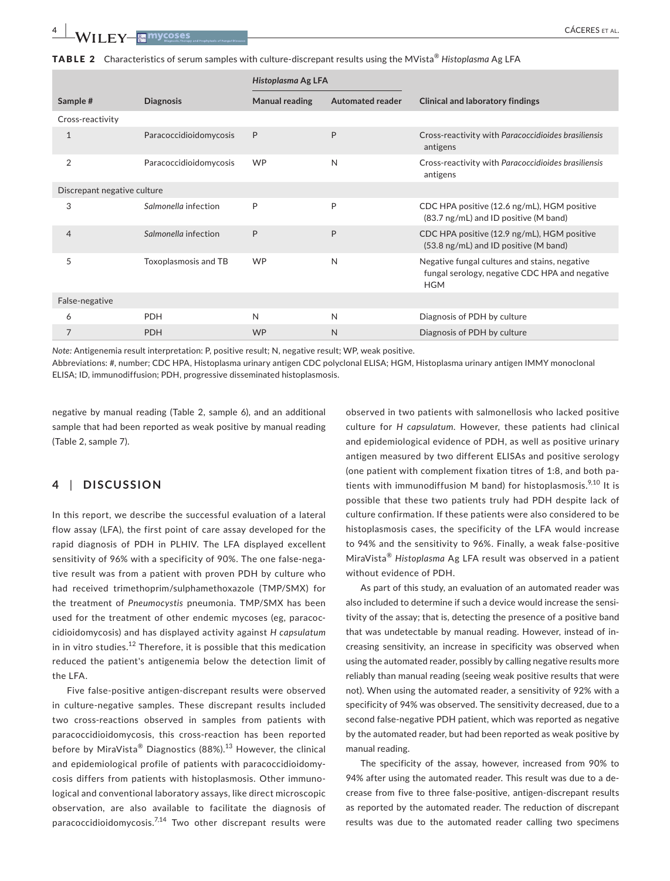**TABLE 2** Characteristics of serum samples with culture-discrepant results using the MVista® *Histoplasma* Ag LFA

| Sample # | Diagnosis | *Histoplasma* Ag LFA | | Clinical and laboratory findings |
|---|---|---|---|---|
| | | Manual reading | Automated reader | |
| Cross-reactivity | | | | |
| 1 | Paracoccidioidomycosis | P | P | Cross-reactivity with *Paracoccidioides brasiliensis* antigens |
| 2 | Paracoccidioidomycosis | WP | N | Cross-reactivity with *Paracoccidioides brasiliensis* antigens |
| Discrepant negative culture | | | | |
| 3 | *Salmonella* infection | P | P | CDC HPA positive (12.6 ng/mL), HGM positive (83.7 ng/mL) and ID positive (M band) |
| 4 | *Salmonella* infection | P | P | CDC HPA positive (12.9 ng/mL), HGM positive (53.8 ng/mL) and ID positive (M band) |
| 5 | Toxoplasmosis and TB | WP | N | Negative fungal cultures and stains, negative fungal serology, negative CDC HPA and negative HGM |
| False-negative | | | | |
| 6 | PDH | N | N | Diagnosis of PDH by culture |
| 7 | PDH | WP | N | Diagnosis of PDH by culture |

*Note:* Antigenemia result interpretation: P, positive result; N, negative result; WP, weak positive.

Abbreviations: #, number; CDC HPA, Histoplasma urinary antigen CDC polyclonal ELISA; HGM, Histoplasma urinary antigen IMMY monoclonal ELISA; ID, immunodiffusion; PDH, progressive disseminated histoplasmosis.

negative by manual reading (Table 2, sample 6), and an additional sample that had been reported as weak positive by manual reading (Table 2, sample 7).

## 4 | DISCUSSION

In this report, we describe the successful evaluation of a lateral flow assay (LFA), the first point of care assay developed for the rapid diagnosis of PDH in PLHIV. The LFA displayed excellent sensitivity of 96% with a specificity of 90%. The one false-negative result was from a patient with proven PDH by culture who had received trimethoprim/sulphamethoxazole (TMP/SMX) for the treatment of *Pneumocystis* pneumonia. TMP/SMX has been used for the treatment of other endemic mycoses (eg, paracoccidioidomycosis) and has displayed activity against *H capsulatum* in in vitro studies.[12] Therefore, it is possible that this medication reduced the patient's antigenemia below the detection limit of the LFA.

Five false-positive antigen-discrepant results were observed in culture-negative samples. These discrepant results included two cross-reactions observed in samples from patients with paracoccidioidomycosis, this cross-reaction has been reported before by MiraVista® Diagnostics (88%).[13] However, the clinical and epidemiological profile of patients with paracoccidioidomycosis differs from patients with histoplasmosis. Other immunological and conventional laboratory assays, like direct microscopic observation, are also available to facilitate the diagnosis of paracoccidioidomycosis.[7,14] Two other discrepant results were observed in two patients with salmonellosis who lacked positive culture for *H capsulatum*. However, these patients had clinical and epidemiological evidence of PDH, as well as positive urinary antigen measured by two different ELISAs and positive serology (one patient with complement fixation titres of 1:8, and both patients with immunodiffusion M band) for histoplasmosis.[9,10] It is possible that these two patients truly had PDH despite lack of culture confirmation. If these patients were also considered to be histoplasmosis cases, the specificity of the LFA would increase to 94% and the sensitivity to 96%. Finally, a weak false-positive MiraVista® *Histoplasma* Ag LFA result was observed in a patient without evidence of PDH.

As part of this study, an evaluation of an automated reader was also included to determine if such a device would increase the sensitivity of the assay; that is, detecting the presence of a positive band that was undetectable by manual reading. However, instead of increasing sensitivity, an increase in specificity was observed when using the automated reader, possibly by calling negative results more reliably than manual reading (seeing weak positive results that were not). When using the automated reader, a sensitivity of 92% with a specificity of 94% was observed. The sensitivity decreased, due to a second false-negative PDH patient, which was reported as negative by the automated reader, but had been reported as weak positive by manual reading.

The specificity of the assay, however, increased from 90% to 94% after using the automated reader. This result was due to a decrease from five to three false-positive, antigen-discrepant results as reported by the automated reader. The reduction of discrepant results was due to the automated reader calling two specimens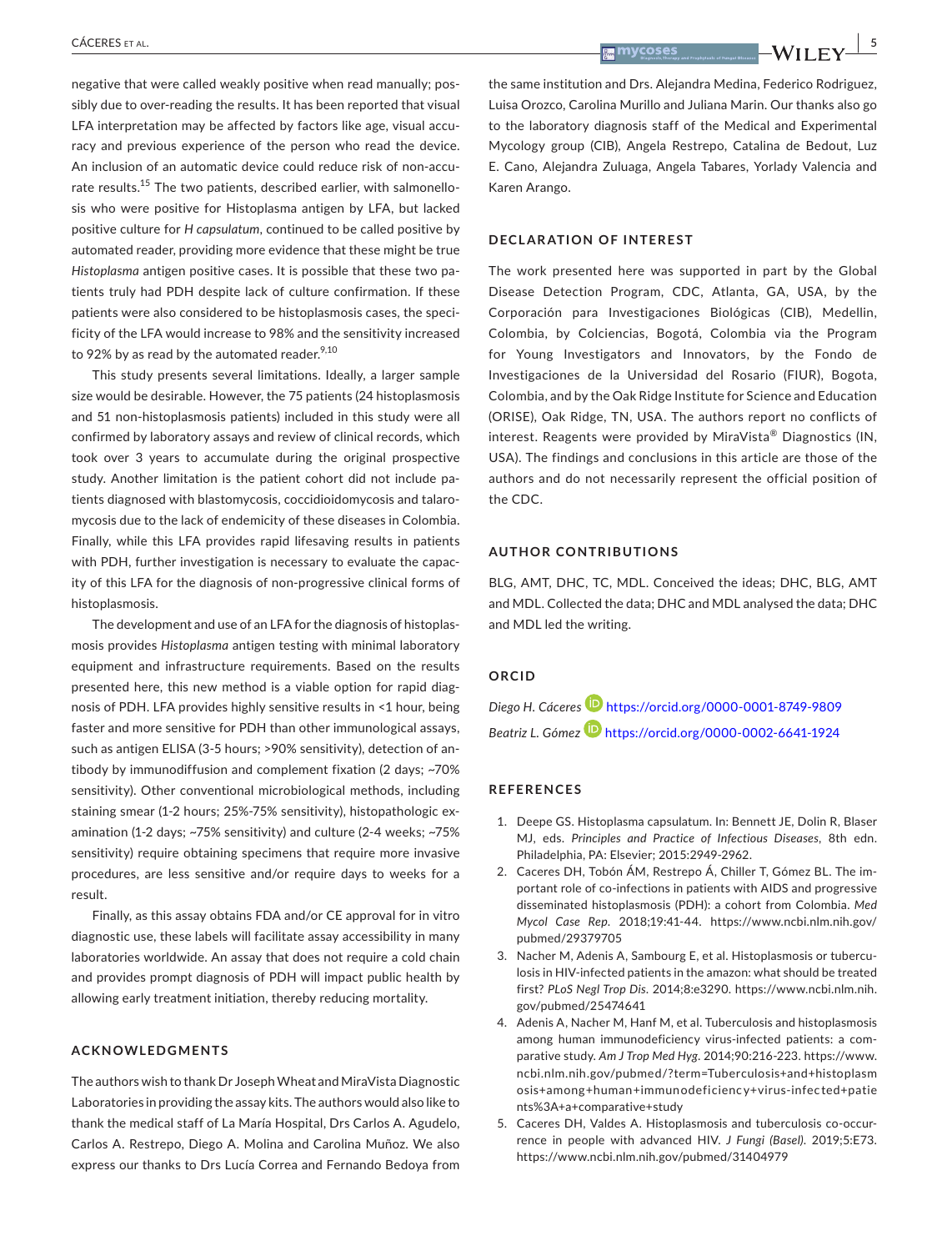negative that were called weakly positive when read manually; possibly due to over-reading the results. It has been reported that visual LFA interpretation may be affected by factors like age, visual accuracy and previous experience of the person who read the device. An inclusion of an automatic device could reduce risk of non-accurate results.[15] The two patients, described earlier, with salmonellosis who were positive for Histoplasma antigen by LFA, but lacked positive culture for *H capsulatum*, continued to be called positive by automated reader, providing more evidence that these might be true *Histoplasma* antigen positive cases. It is possible that these two patients truly had PDH despite lack of culture confirmation. If these patients were also considered to be histoplasmosis cases, the specificity of the LFA would increase to 98% and the sensitivity increased to 92% by as read by the automated reader.[9,10]

This study presents several limitations. Ideally, a larger sample size would be desirable. However, the 75 patients (24 histoplasmosis and 51 non-histoplasmosis patients) included in this study were all confirmed by laboratory assays and review of clinical records, which took over 3 years to accumulate during the original prospective study. Another limitation is the patient cohort did not include patients diagnosed with blastomycosis, coccidioidomycosis and talaromycosis due to the lack of endemicity of these diseases in Colombia. Finally, while this LFA provides rapid lifesaving results in patients with PDH, further investigation is necessary to evaluate the capacity of this LFA for the diagnosis of non-progressive clinical forms of histoplasmosis.

The development and use of an LFA for the diagnosis of histoplasmosis provides *Histoplasma* antigen testing with minimal laboratory equipment and infrastructure requirements. Based on the results presented here, this new method is a viable option for rapid diagnosis of PDH. LFA provides highly sensitive results in <1 hour, being faster and more sensitive for PDH than other immunological assays, such as antigen ELISA (3-5 hours; >90% sensitivity), detection of antibody by immunodiffusion and complement fixation (2 days; ~70% sensitivity). Other conventional microbiological methods, including staining smear (1-2 hours; 25%-75% sensitivity), histopathologic examination (1-2 days; ~75% sensitivity) and culture (2-4 weeks; ~75% sensitivity) require obtaining specimens that require more invasive procedures, are less sensitive and/or require days to weeks for a result.

Finally, as this assay obtains FDA and/or CE approval for in vitro diagnostic use, these labels will facilitate assay accessibility in many laboratories worldwide. An assay that does not require a cold chain and provides prompt diagnosis of PDH will impact public health by allowing early treatment initiation, thereby reducing mortality.

## ACKNOWLEDGMENTS

The authors wish to thank Dr Joseph Wheat and MiraVista Diagnostic Laboratories in providing the assay kits. The authors would also like to thank the medical staff of La María Hospital, Drs Carlos A. Agudelo, Carlos A. Restrepo, Diego A. Molina and Carolina Muñoz. We also express our thanks to Drs Lucía Correa and Fernando Bedoya from the same institution and Drs. Alejandra Medina, Federico Rodriguez, Luisa Orozco, Carolina Murillo and Juliana Marin. Our thanks also go to the laboratory diagnosis staff of the Medical and Experimental Mycology group (CIB), Angela Restrepo, Catalina de Bedout, Luz E. Cano, Alejandra Zuluaga, Angela Tabares, Yorlady Valencia and Karen Arango.

## DECLARATION OF INTEREST

The work presented here was supported in part by the Global Disease Detection Program, CDC, Atlanta, GA, USA, by the Corporación para Investigaciones Biológicas (CIB), Medellin, Colombia, by Colciencias, Bogotá, Colombia via the Program for Young Investigators and Innovators, by the Fondo de Investigaciones de la Universidad del Rosario (FIUR), Bogota, Colombia, and by the Oak Ridge Institute for Science and Education (ORISE), Oak Ridge, TN, USA. The authors report no conflicts of interest. Reagents were provided by MiraVista® Diagnostics (IN, USA). The findings and conclusions in this article are those of the authors and do not necessarily represent the official position of the CDC.

## AUTHOR CONTRIBUTIONS

BLG, AMT, DHC, TC, MDL. Conceived the ideas; DHC, BLG, AMT and MDL. Collected the data; DHC and MDL analysed the data; DHC and MDL led the writing.

## ORCID

*Diego H. Cáceres* https://orcid.org/0000-0001-8749-9809

*Beatriz L. Gómez* https://orcid.org/0000-0002-6641-1924

## REFERENCES

1. Deepe GS. Histoplasma capsulatum. In: Bennett JE, Dolin R, Blaser MJ, eds. *Principles and Practice of Infectious Diseases*, 8th edn. Philadelphia, PA: Elsevier; 2015:2949-2962.
2. Caceres DH, Tobón ÁM, Restrepo Á, Chiller T, Gómez BL. The important role of co-infections in patients with AIDS and progressive disseminated histoplasmosis (PDH): a cohort from Colombia. *Med Mycol Case Rep*. 2018;19:41-44. https://www.ncbi.nlm.nih.gov/pubmed/29379705
3. Nacher M, Adenis A, Sambourg E, et al. Histoplasmosis or tuberculosis in HIV-infected patients in the amazon: what should be treated first? *PLoS Negl Trop Dis*. 2014;8:e3290. https://www.ncbi.nlm.nih.gov/pubmed/25474641
4. Adenis A, Nacher M, Hanf M, et al. Tuberculosis and histoplasmosis among human immunodeficiency virus-infected patients: a comparative study. *Am J Trop Med Hyg*. 2014;90:216-223. https://www.ncbi.nlm.nih.gov/pubmed/?term=Tuberculosis+and+histoplasmosis+among+human+immunodeficiency+virus-infected+patients%3A+a+comparative+study
5. Caceres DH, Valdes A. Histoplasmosis and tuberculosis co-occurrence in people with advanced HIV. *J Fungi (Basel)*. 2019;5:E73. https://www.ncbi.nlm.nih.gov/pubmed/31404979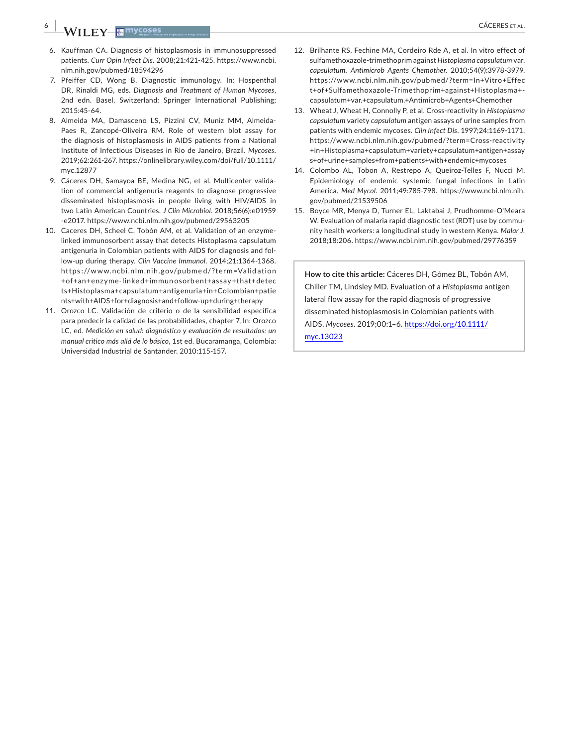6. Kauffman CA. Diagnosis of histoplasmosis in immunosuppressed patients. *Curr Opin Infect Dis*. 2008;21:421-425. https://www.ncbi.nlm.nih.gov/pubmed/18594296
7. Pfeiffer CD, Wong B. Diagnostic immunology. In: Hospenthal DR, Rinaldi MG, eds. *Diagnosis and Treatment of Human Mycoses*, 2nd edn. Basel, Switzerland: Springer International Publishing; 2015:45-64.
8. Almeida MA, Damasceno LS, Pizzini CV, Muniz MM, Almeida-Paes R, Zancopé-Oliveira RM. Role of western blot assay for the diagnosis of histoplasmosis in AIDS patients from a National Institute of Infectious Diseases in Rio de Janeiro, Brazil. *Mycoses*. 2019;62:261-267. https://onlinelibrary.wiley.com/doi/full/10.1111/myc.12877
9. Cáceres DH, Samayoa BE, Medina NG, et al. Multicenter validation of commercial antigenuria reagents to diagnose progressive disseminated histoplasmosis in people living with HIV/AIDS in two Latin American Countries. *J Clin Microbiol*. 2018;56(6):e01959-e2017. https://www.ncbi.nlm.nih.gov/pubmed/29563205
10. Caceres DH, Scheel C, Tobón AM, et al. Validation of an enzyme-linked immunosorbent assay that detects Histoplasma capsulatum antigenuria in Colombian patients with AIDS for diagnosis and follow-up during therapy. *Clin Vaccine Immunol*. 2014;21:1364-1368. https://www.ncbi.nlm.nih.gov/pubmed/?term=Validation+of+an+enzyme-linked+immunosorbent+assay+that+detects+Histoplasma+capsulatum+antigenuria+in+Colombian+patients+with+AIDS+for+diagnosis+and+follow-up+during+therapy
11. Orozco LC. Validación de criterio o de la sensibilidad específica para predecir la calidad de las probabilidades, chapter 7, In: Orozco LC, ed. *Medición en salud: diagnóstico y evaluación de resultados: un manual critico más allá de lo básico*, 1st ed. Bucaramanga, Colombia: Universidad Industrial de Santander. 2010:115-157.
12. Brilhante RS, Fechine MA, Cordeiro Rde A, et al. In vitro effect of sulfamethoxazole-trimethoprim against *Histoplasma capsulatum* var. *capsulatum*. *Antimicrob Agents Chemother*. 2010;54(9):3978-3979. https://www.ncbi.nlm.nih.gov/pubmed/?term=In+Vitro+Effect+of+Sulfamethoxazole-Trimethoprim+against+Histoplasma+-capsulatum+var.+capsulatum.+Antimicrob+Agents+Chemother
13. Wheat J, Wheat H, Connolly P, et al. Cross-reactivity in *Histoplasma capsulatum* variety *capsulatum* antigen assays of urine samples from patients with endemic mycoses. *Clin Infect Dis*. 1997;24:1169-1171. https://www.ncbi.nlm.nih.gov/pubmed/?term=Cross-reactivity+in+Histoplasma+capsulatum+variety+capsulatum+antigen+assays+of+urine+samples+from+patients+with+endemic+mycoses
14. Colombo AL, Tobon A, Restrepo A, Queiroz-Telles F, Nucci M. Epidemiology of endemic systemic fungal infections in Latin America. *Med Mycol*. 2011;49:785-798. https://www.ncbi.nlm.nih.gov/pubmed/21539506
15. Boyce MR, Menya D, Turner EL, Laktabai J, Prudhomme-O'Meara W. Evaluation of malaria rapid diagnostic test (RDT) use by community health workers: a longitudinal study in western Kenya. *Malar J*. 2018;18:206. https://www.ncbi.nlm.nih.gov/pubmed/29776359

**How to cite this article:** Cáceres DH, Gómez BL, Tobón AM, Chiller TM, Lindsley MD. Evaluation of a *Histoplasma* antigen lateral flow assay for the rapid diagnosis of progressive disseminated histoplasmosis in Colombian patients with AIDS. *Mycoses*. 2019;00:1–6. https://doi.org/10.1111/myc.13023